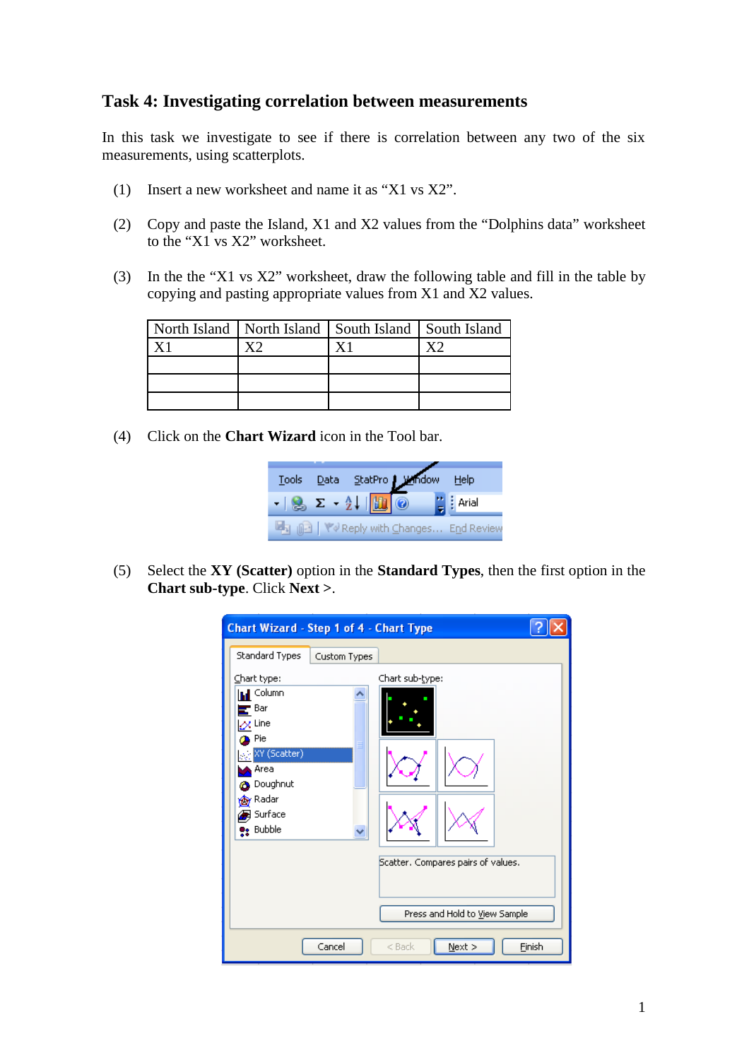## Task 4: Investigating correlation between measurements

In this task we investigate to see if there is correlation between any two of the six measurements, using scatterplots.

(1) Insert a new worksheet and name it as “X1 vs X2”.

(2) Copy and paste the Island, X1 and X2 values from the “Dolphins data” worksheet to the “X1 vs X2” worksheet.

(3) In the the “X1 vs X2” worksheet, draw the following table and fill in the table by copying and pasting appropriate values from X1 and X2 values.

| North Island | North Island | South Island | South Island |
|---|---|---|---|
| X1 | X2 | X1 | X2 |
| | | | |
| | | | |
| | | | |

(4) Click on the **Chart Wizard** icon in the Tool bar.

(5) Select the **XY (Scatter)** option in the **Standard Types**, then the first option in the **Chart sub-type**. Click **Next >**.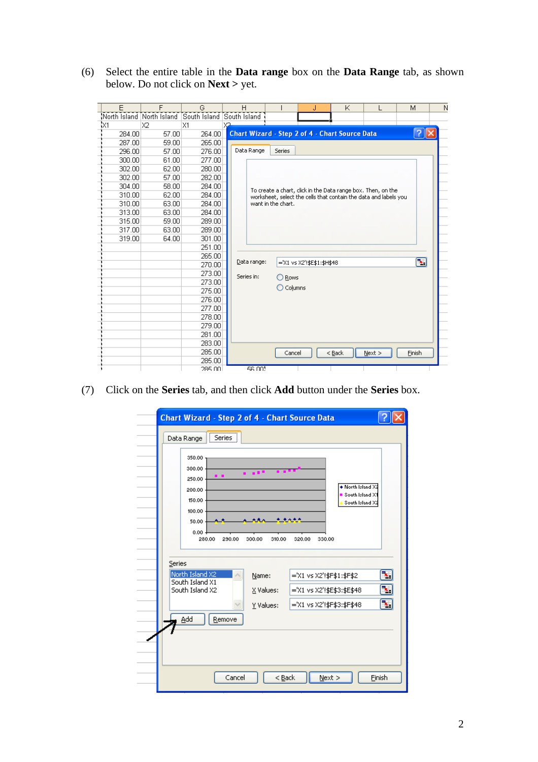(6) Select the entire table in the **Data range** box on the **Data Range** tab, as shown below. Do not click on **Next >** yet.

(7) Click on the **Series** tab, and then click **Add** button under the **Series** box.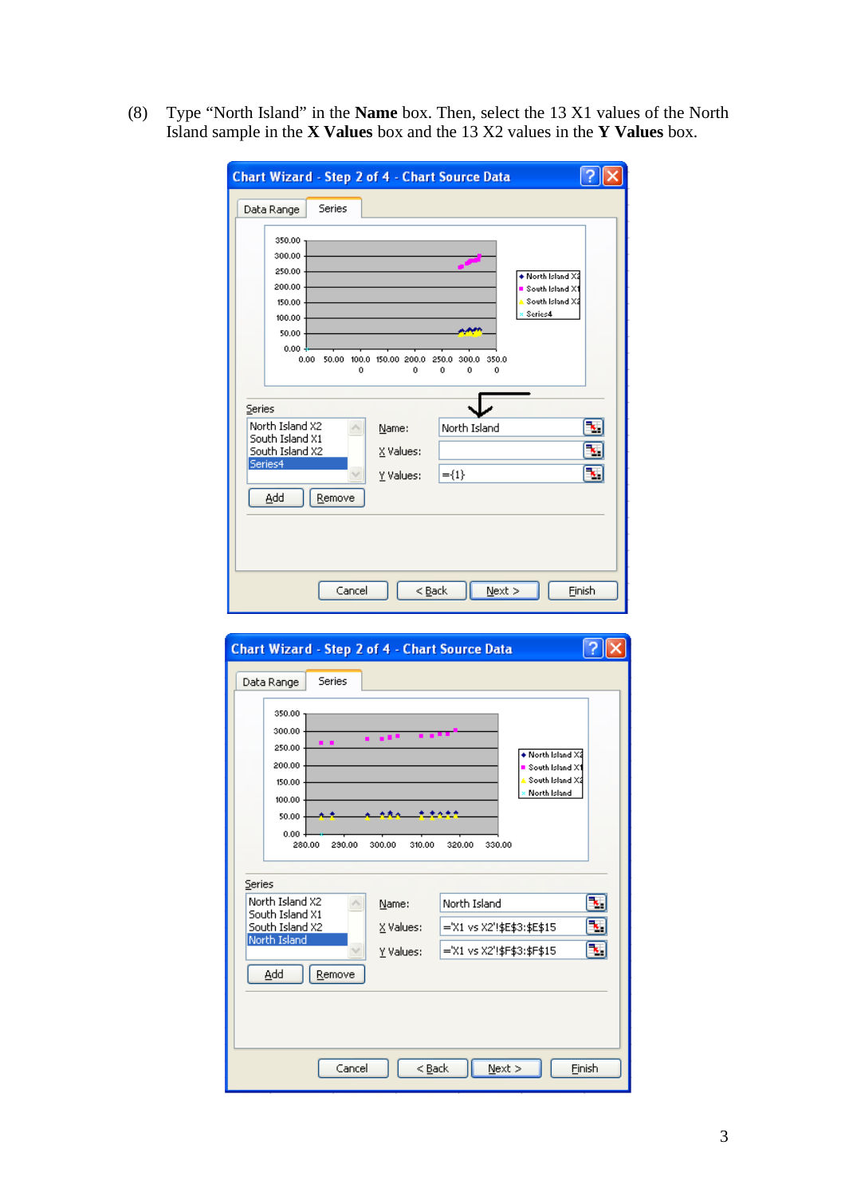(8) Type "North Island" in the **Name** box. Then, select the 13 X1 values of the North Island sample in the **X Values** box and the 13 X2 values in the **Y Values** box.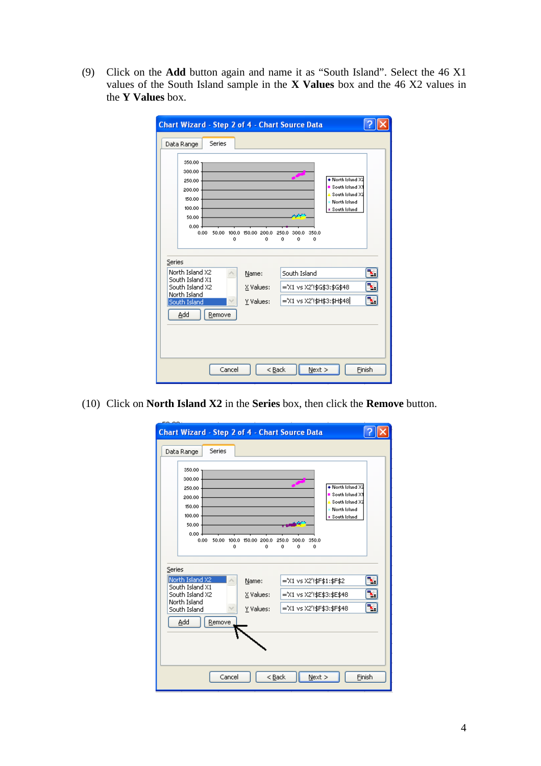(9) Click on the **Add** button again and name it as "South Island". Select the 46 X1 values of the South Island sample in the **X Values** box and the 46 X2 values in the **Y Values** box.

(10) Click on **North Island X2** in the **Series** box, then click the **Remove** button.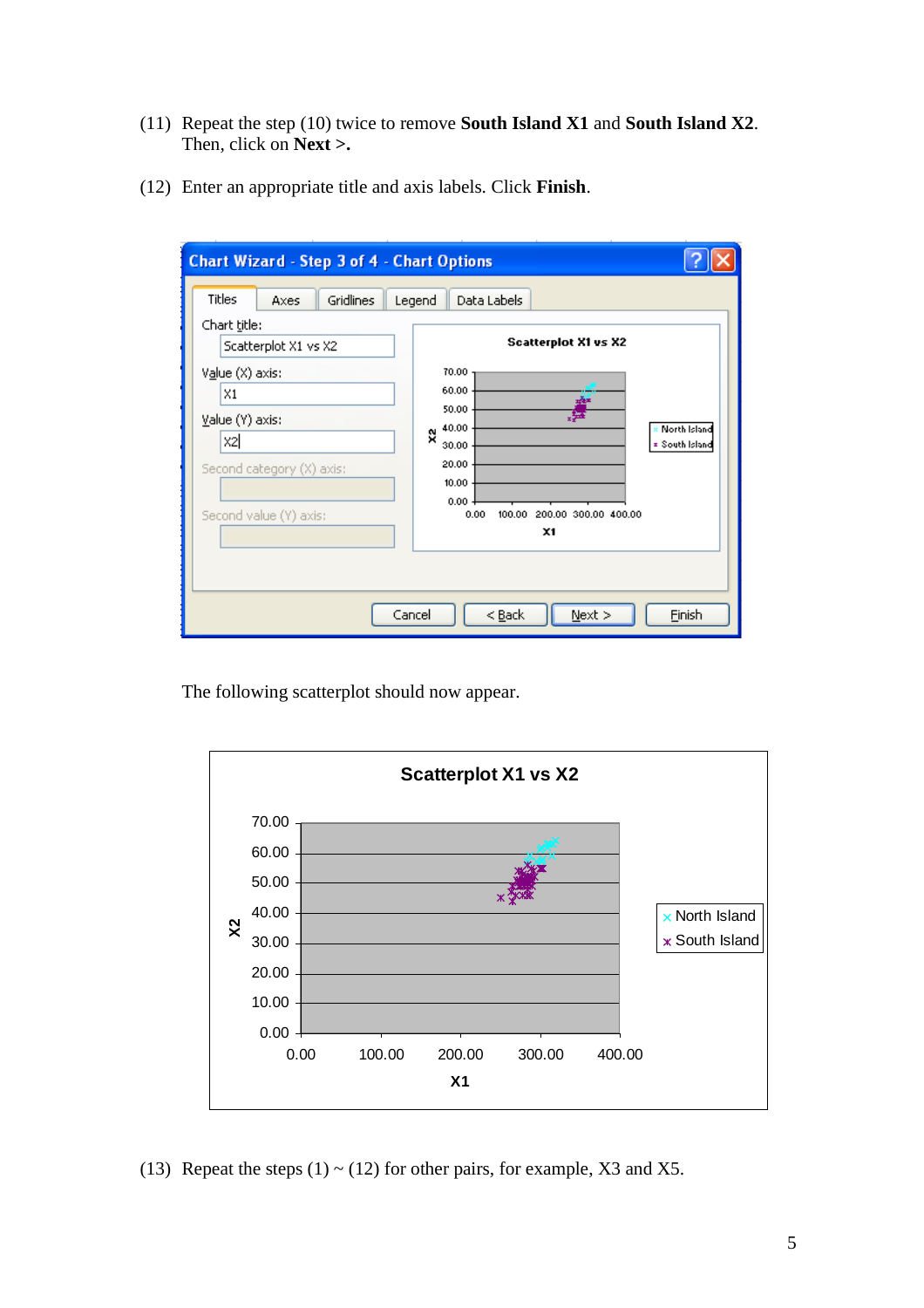(11) Repeat the step (10) twice to remove **South Island X1** and **South Island X2**. Then, click on **Next >.**

(12) Enter an appropriate title and axis labels. Click **Finish**.

The following scatterplot should now appear.

(13) Repeat the steps (1) ~ (12) for other pairs, for example, X3 and X5.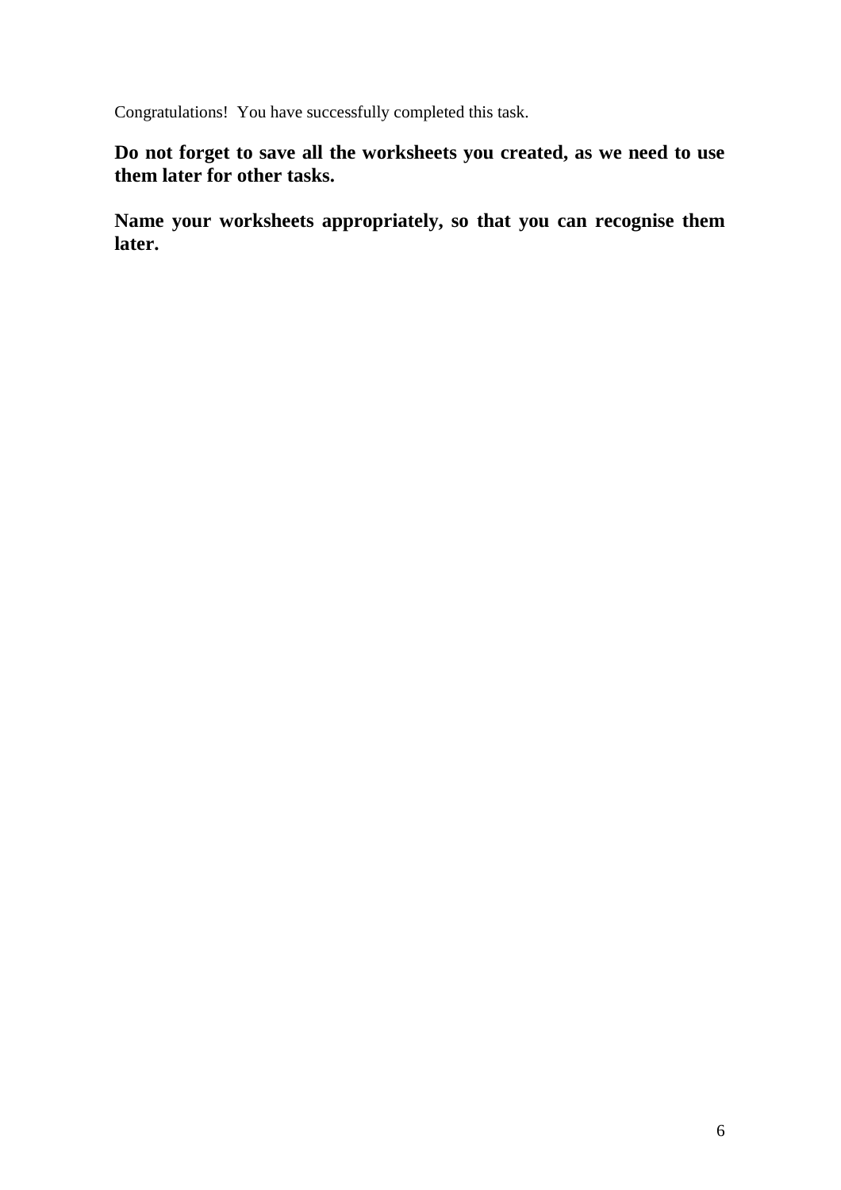Congratulations!  You have successfully completed this task.

**Do not forget to save all the worksheets you created, as we need to use them later for other tasks.**

**Name your worksheets appropriately, so that you can recognise them later.**